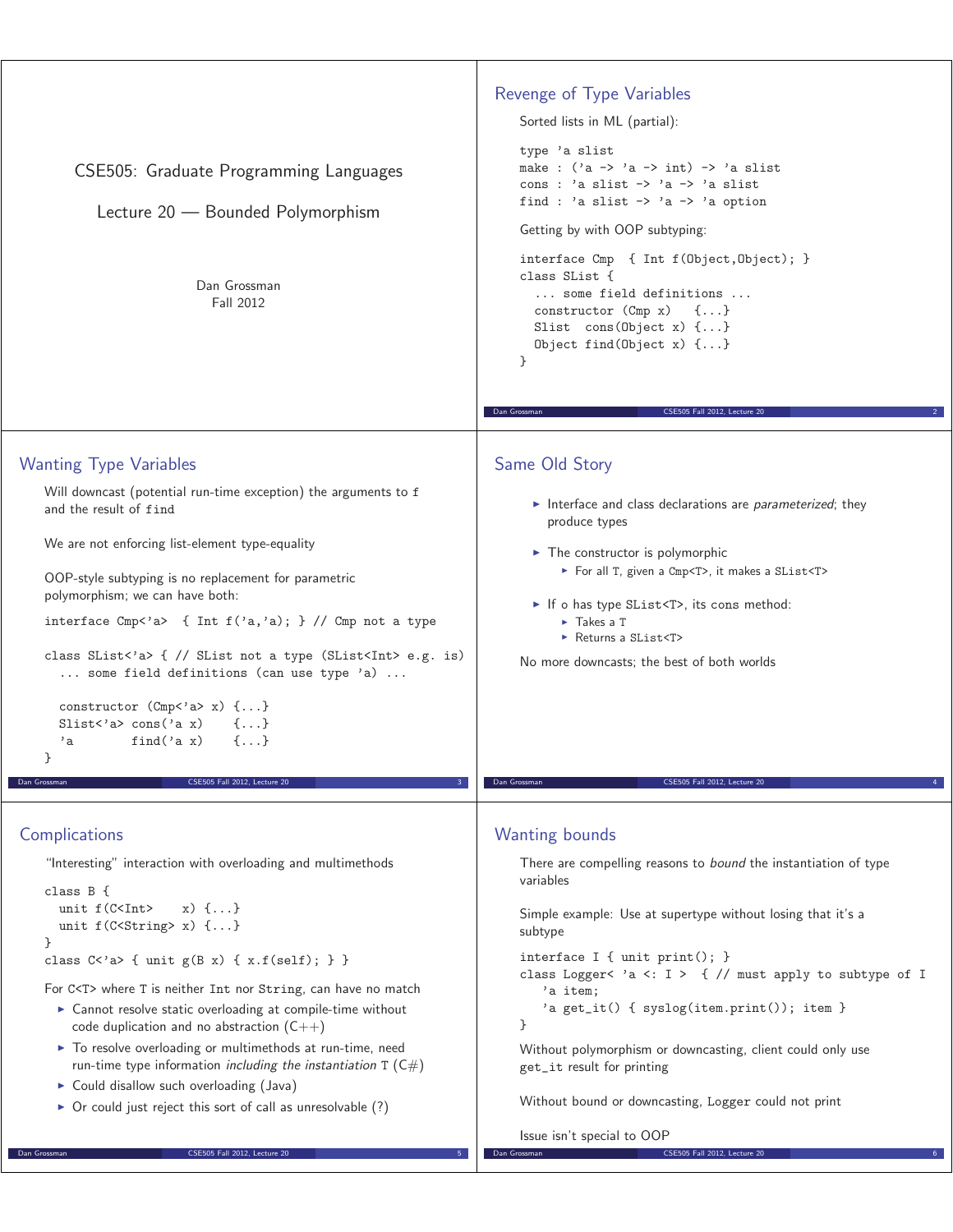# CSE505: Graduate Programming Languages

## Lecture 20 — Bounded Polymorphism

Dan Grossman
Fall 2012

## Revenge of Type Variables

Sorted lists in ML (partial):

```
type 'a slist
make : ('a -> 'a -> int) -> 'a slist
cons : 'a slist -> 'a -> 'a slist
find : 'a slist -> 'a -> 'a option
```

Getting by with OOP subtyping:

```
interface Cmp  { Int f(Object,Object); }
class SList {
  ... some field definitions ...
  constructor (Cmp x)   {...}
  Slist  cons(Object x) {...}
  Object find(Object x) {...}
}
```

## Wanting Type Variables

Will downcast (potential run-time exception) the arguments to `f` and the result of `find`

We are not enforcing list-element type-equality

OOP-style subtyping is no replacement for parametric polymorphism; we can have both:

```
interface Cmp<'a>  { Int f('a,'a); } // Cmp not a type

class SList<'a> { // SList not a type (SList<Int> e.g. is)
  ... some field definitions (can use type 'a) ...

  constructor (Cmp<'a> x) {...}
  Slist<'a> cons('a x)    {...}
  'a        find('a x)    {...}
}
```

## Same Old Story

- Interface and class declarations are *parameterized*; they produce types
- The constructor is polymorphic
  - For all `T`, given a `Cmp<T>`, it makes a `SList<T>`
- If `o` has type `SList<T>`, its `cons` method:
  - Takes a `T`
  - Returns a `SList<T>`

No more downcasts; the best of both worlds

## Complications

"Interesting" interaction with overloading and multimethods

```
class B {
  unit f(C<Int>    x) {...}
  unit f(C<String> x) {...}
}
class C<'a> { unit g(B x) { x.f(self); } }
```

For `C<T>` where `T` is neither `Int` nor `String`, can have no match

- Cannot resolve static overloading at compile-time without code duplication and no abstraction (C++)
- To resolve overloading or multimethods at run-time, need run-time type information *including the instantiation* `T` (C#)
- Could disallow such overloading (Java)
- Or could just reject this sort of call as unresolvable (?)

## Wanting bounds

There are compelling reasons to *bound* the instantiation of type variables

Simple example: Use at supertype without losing that it's a subtype

```
interface I { unit print(); }
class Logger< 'a <: I >  { // must apply to subtype of I
   'a item;
   'a get_it() { syslog(item.print()); item }
}
```

Without polymorphism or downcasting, client could only use `get_it` result for printing

Without bound or downcasting, `Logger` could not print

Issue isn't special to OOP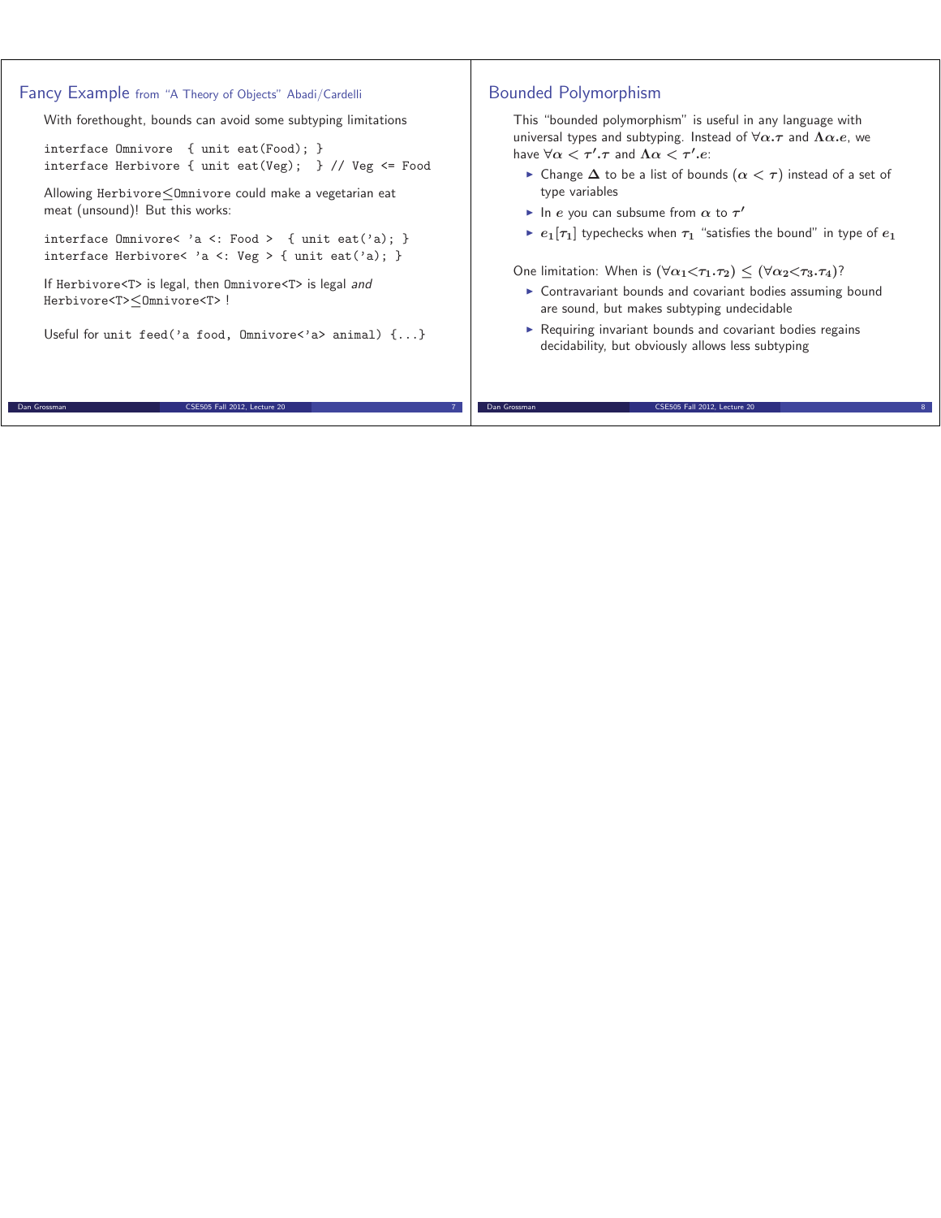## Fancy Example from "A Theory of Objects" Abadi/Cardelli

With forethought, bounds can avoid some subtyping limitations

```
interface Omnivore  { unit eat(Food); }
interface Herbivore { unit eat(Veg);  } // Veg <= Food
```

Allowing Herbivore≤Omnivore could make a vegetarian eat meat (unsound)! But this works:

```
interface Omnivore< 'a <: Food >  { unit eat('a); }
interface Herbivore< 'a <: Veg > { unit eat('a); }
```

If Herbivore<T> is legal, then Omnivore<T> is legal *and* Herbivore<T>≤Omnivore<T> !

Useful for `unit feed('a food, Omnivore<'a> animal) {...}`

## Bounded Polymorphism

This "bounded polymorphism" is useful in any language with universal types and subtyping. Instead of $\forall\alpha.\tau$ and $\Lambda\alpha.e$, we have $\forall\alpha < \tau'.\tau$ and $\Lambda\alpha < \tau'.e$:

- Change $\Delta$ to be a list of bounds ($\alpha < \tau$) instead of a set of type variables
- In $e$ you can subsume from $\alpha$ to $\tau'$
- $e_1[\tau_1]$ typechecks when $\tau_1$ "satisfies the bound" in type of $e_1$

One limitation: When is $(\forall\alpha_1{<}\tau_1.\tau_2) \leq (\forall\alpha_2{<}\tau_3.\tau_4)$?

- Contravariant bounds and covariant bodies assuming bound are sound, but makes subtyping undecidable
- Requiring invariant bounds and covariant bodies regains decidability, but obviously allows less subtyping